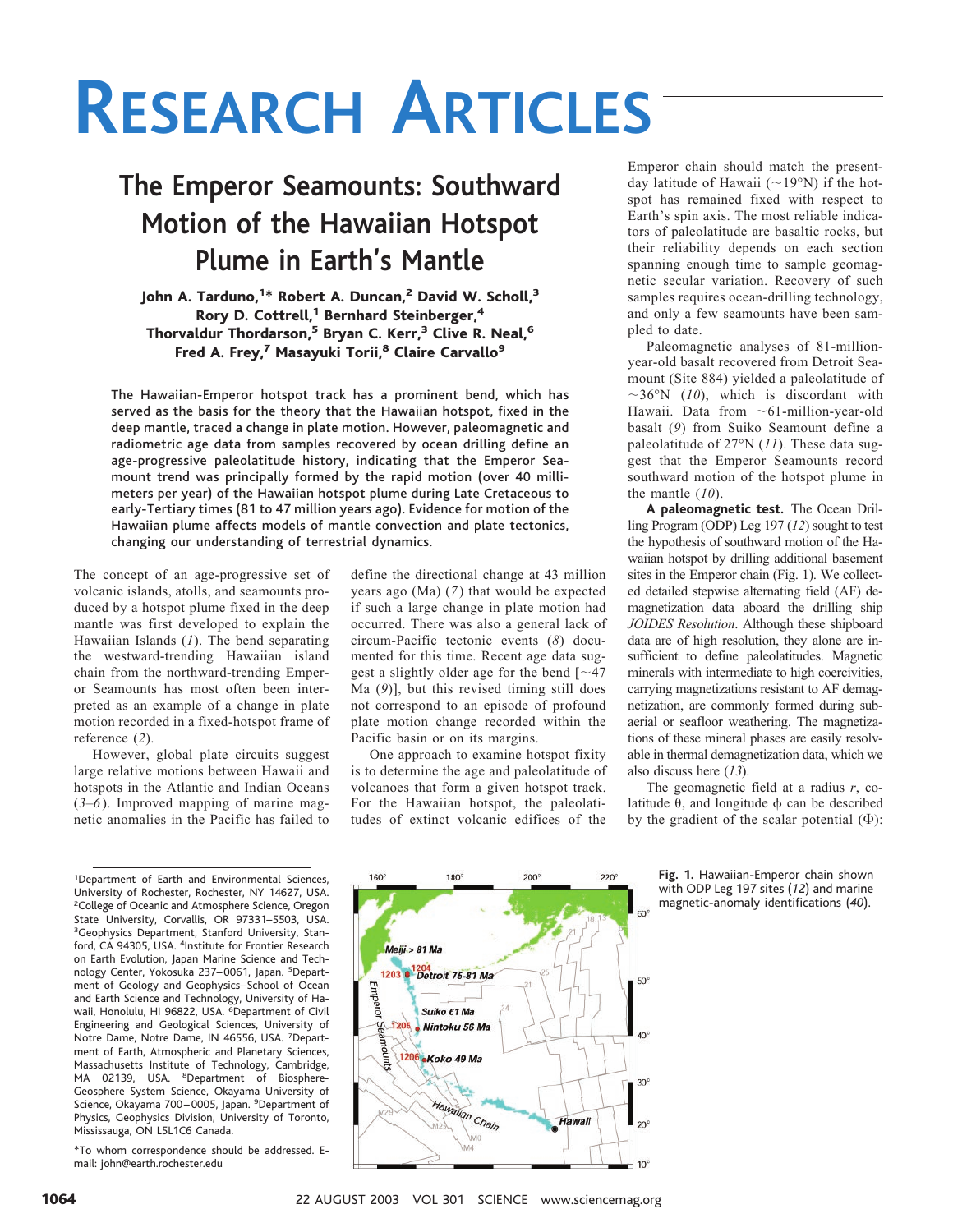# RESEARCH ARTICLES

## The Emperor Seamounts: Southward Motion of the Hawaiian Hotspot Plume in Earth's Mantle

**John A. Tarduno,[1]* Robert A. Duncan,[2] David W. Scholl,[3] Rory D. Cottrell,[1] Bernhard Steinberger,[4] Thorvaldur Thordarson,[5] Bryan C. Kerr,[3] Clive R. Neal,[6] Fred A. Frey,[7] Masayuki Torii,[8] Claire Carvallo[9]**

**The Hawaiian-Emperor hotspot track has a prominent bend, which has served as the basis for the theory that the Hawaiian hotspot, fixed in the deep mantle, traced a change in plate motion. However, paleomagnetic and radiometric age data from samples recovered by ocean drilling define an age-progressive paleolatitude history, indicating that the Emperor Seamount trend was principally formed by the rapid motion (over 40 millimeters per year) of the Hawaiian hotspot plume during Late Cretaceous to early-Tertiary times (81 to 47 million years ago). Evidence for motion of the Hawaiian plume affects models of mantle convection and plate tectonics, changing our understanding of terrestrial dynamics.**

The concept of an age-progressive set of volcanic islands, atolls, and seamounts produced by a hotspot plume fixed in the deep mantle was first developed to explain the Hawaiian Islands (*1*). The bend separating the westward-trending Hawaiian island chain from the northward-trending Emperor Seamounts has most often been interpreted as an example of a change in plate motion recorded in a fixed-hotspot frame of reference (*2*).

However, global plate circuits suggest large relative motions between Hawaii and hotspots in the Atlantic and Indian Oceans (*3–6*). Improved mapping of marine magnetic anomalies in the Pacific has failed to define the directional change at 43 million years ago (Ma) (*7*) that would be expected if such a large change in plate motion had occurred. There was also a general lack of circum-Pacific tectonic events (*8*) documented for this time. Recent age data suggest a slightly older age for the bend [~47 Ma (*9*)], but this revised timing still does not correspond to an episode of profound plate motion change recorded within the Pacific basin or on its margins.

One approach to examine hotspot fixity is to determine the age and paleolatitude of volcanoes that form a given hotspot track. For the Hawaiian hotspot, the paleolatitudes of extinct volcanic edifices of the Emperor chain should match the present-day latitude of Hawaii (~19°N) if the hotspot has remained fixed with respect to Earth's spin axis. The most reliable indicators of paleolatitude are basaltic rocks, but their reliability depends on each section spanning enough time to sample geomagnetic secular variation. Recovery of such samples requires ocean-drilling technology, and only a few seamounts have been sampled to date.

Paleomagnetic analyses of 81-million-year-old basalt recovered from Detroit Seamount (Site 884) yielded a paleolatitude of ~36°N (*10*), which is discordant with Hawaii. Data from ~61-million-year-old basalt (*9*) from Suiko Seamount define a paleolatitude of 27°N (*11*). These data suggest that the Emperor Seamounts record southward motion of the hotspot plume in the mantle (*10*).

**A paleomagnetic test.** The Ocean Drilling Program (ODP) Leg 197 (*12*) sought to test the hypothesis of southward motion of the Hawaiian hotspot by drilling additional basement sites in the Emperor chain (Fig. 1). We collected detailed stepwise alternating field (AF) demagnetization data aboard the drilling ship *JOIDES Resolution*. Although these shipboard data are of high resolution, they alone are insufficient to define paleolatitudes. Magnetic minerals with intermediate to high coercivities, carrying magnetizations resistant to AF demagnetization, are commonly formed during subaerial or seafloor weathering. The magnetizations of these mineral phases are easily resolvable in thermal demagnetization data, which we also discuss here (*13*).

The geomagnetic field at a radius $r$, colatitude $\theta$, and longitude $\phi$ can be described by the gradient of the scalar potential ($\Phi$):

**Fig. 1.** Hawaiian-Emperor chain shown with ODP Leg 197 sites (*12*) and marine magnetic-anomaly identifications (*40*).

[1]Department of Earth and Environmental Sciences, University of Rochester, Rochester, NY 14627, USA. [2]College of Oceanic and Atmosphere Science, Oregon State University, Corvallis, OR 97331–5503, USA. [3]Geophysics Department, Stanford University, Stanford, CA 94305, USA. [4]Institute for Frontier Research on Earth Evolution, Japan Marine Science and Technology Center, Yokosuka 237–0061, Japan. [5]Department of Geology and Geophysics–School of Ocean and Earth Science and Technology, University of Hawaii, Honolulu, HI 96822, USA. [6]Department of Civil Engineering and Geological Sciences, University of Notre Dame, Notre Dame, IN 46556, USA. [7]Department of Earth, Atmospheric and Planetary Sciences, Massachusetts Institute of Technology, Cambridge, MA 02139, USA. [8]Department of Biosphere-Geosphere System Science, Okayama University of Science, Okayama 700–0005, Japan. [9]Department of Physics, Geophysics Division, University of Toronto, Mississauga, ON L5L1C6 Canada.

*To whom correspondence should be addressed. E-mail: john@earth.rochester.edu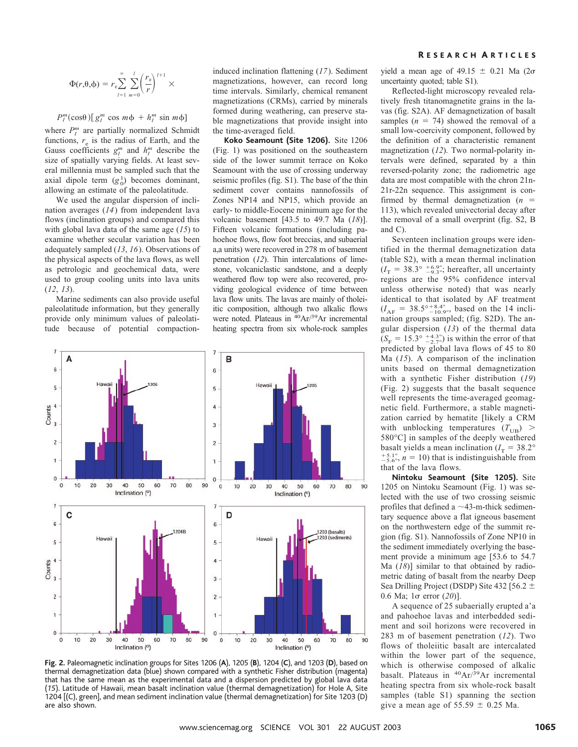$$\Phi(r,\theta,\phi) = r_e \sum_{l=1}^{\infty} \sum_{m=0}^{l} \left(\frac{r_e}{r}\right)^{l+1} \times$$

$$P_l^m(\cos\theta)[g_l^m \cos m\phi + h_l^m \sin m\phi]$$

where $P_l^m$ are partially normalized Schmidt functions, $r_e$ is the radius of Earth, and the Gauss coefficients $g_l^m$ and $h_l^m$ describe the size of spatially varying fields. At least several millennia must be sampled such that the axial dipole term ($g_0^1$) becomes dominant, allowing an estimate of the paleolatitude.

We used the angular dispersion of inclination averages (*14*) from independent lava flows (inclination groups) and compared this with global lava data of the same age (*15*) to examine whether secular variation has been adequately sampled (*13*, *16*). Observations of the physical aspects of the lava flows, as well as petrologic and geochemical data, were used to group cooling units into lava units (*12*, *13*).

Marine sediments can also provide useful paleolatitude information, but they generally provide only minimum values of paleolatitude because of potential compaction-induced inclination flattening (*17*). Sediment magnetizations, however, can record long time intervals. Similarly, chemical remanent magnetizations (CRMs), carried by minerals formed during weathering, can preserve stable magnetizations that provide insight into the time-averaged field.

**Koko Seamount (Site 1206).** Site 1206 (Fig. 1) was positioned on the southeastern side of the lower summit terrace on Koko Seamount with the use of crossing underway seismic profiles (fig. S1). The base of the thin sediment cover contains nannofossils of Zones NP14 and NP15, which provide an early- to middle-Eocene minimum age for the volcanic basement [43.5 to 49.7 Ma (*18*)]. Fifteen volcanic formations (including pahoehoe flows, flow foot breccias, and subaerial a,a units) were recovered in 278 m of basement penetration (*12*). Thin intercalations of limestone, volcaniclastic sandstone, and a deeply weathered flow top were also recovered, providing geological evidence of time between lava flow units. The lavas are mainly of tholeiitic composition, although two alkalic flows were noted. Plateaus in $^{40}Ar/^{39}Ar$ incremental heating spectra from six whole-rock samples yield a mean age of 49.15 ± 0.21 Ma (2σ uncertainty quoted; table S1).

Reflected-light microscopy revealed relatively fresh titanomagnetite grains in the lavas (fig. S2A). AF demagnetization of basalt samples ($n$ = 74) showed the removal of a small low-coercivity component, followed by the definition of a characteristic remanent magnetization (*12*). Two normal-polarity intervals were defined, separated by a thin reversed-polarity zone; the radiometric age data are most compatible with the chron 21n-21r-22n sequence. This assignment is confirmed by thermal demagnetization ($n$ = 113), which revealed univectorial decay after the removal of a small overprint (fig. S2, B and C).

Seventeen inclination groups were identified in the thermal demagnetization data (table S2), with a mean thermal inclination ($I_T$ = 38.3° $^{+6.9°}_{-9.3°}$; hereafter, all uncertainty regions are the 95% confidence interval unless otherwise noted) that was nearly identical to that isolated by AF treatment ($I_{AF}$ = 38.5° $^{+8.4°}_{-10.9°}$, based on the 14 inclination groups sampled; (fig. S2D). The angular dispersion (*13*) of the thermal data ($S_F$ = 15.3° $^{+4.3°}_{-2.7°}$) is within the error of that predicted by global lava flows of 45 to 80 Ma (*15*). A comparison of the inclination units based on thermal demagnetization with a synthetic Fisher distribution (*19*) (Fig. 2) suggests that the basalt sequence well represents the time-averaged geomagnetic field. Furthermore, a stable magnetization carried by hematite [likely a CRM with unblocking temperatures ($T_{UB}$) > 580°C] in samples of the deeply weathered basalt yields a mean inclination ($I_T$ = 38.2° $^{+5.1°}_{-5.6°}$, $n$ = 10) that is indistinguishable from that of the lava flows.

**Nintoku Seamount (Site 1205).** Site 1205 on Nintoku Seamount (Fig. 1) was selected with the use of two crossing seismic profiles that defined a ~43-m-thick sedimentary sequence above a flat igneous basement on the northwestern edge of the summit region (fig. S1). Nannofossils of Zone NP10 in the sediment immediately overlying the basement provide a minimum age [53.6 to 54.7 Ma (*18*)] similar to that obtained by radiometric dating of basalt from the nearby Deep Sea Drilling Project (DSDP) Site 432 [56.2 ± 0.6 Ma; 1σ error (*20*)].

A sequence of 25 subaerially erupted a'a and pahoehoe lavas and interbedded sediment and soil horizons were recovered in 283 m of basement penetration (*12*). Two flows of tholeiitic basalt are intercalated within the lower part of the sequence, which is otherwise composed of alkalic basalt. Plateaus in $^{40}Ar/^{39}Ar$ incremental heating spectra from six whole-rock basalt samples (table S1) spanning the section give a mean age of 55.59 ± 0.25 Ma.

**Fig. 2.** Paleomagnetic inclination groups for Sites 1206 (**A**), 1205 (**B**), 1204 (**C**), and 1203 (**D**), based on thermal demagnetization data (blue) shown compared with a synthetic Fisher distribution (magenta) that has the same mean as the experimental data and a dispersion predicted by global lava data (*15*). Latitude of Hawaii, mean basalt inclination value (thermal demagnetization) for Hole A, Site 1204 [(C), green], and mean sediment inclination value (thermal demagnetization) for Site 1203 (D) are also shown.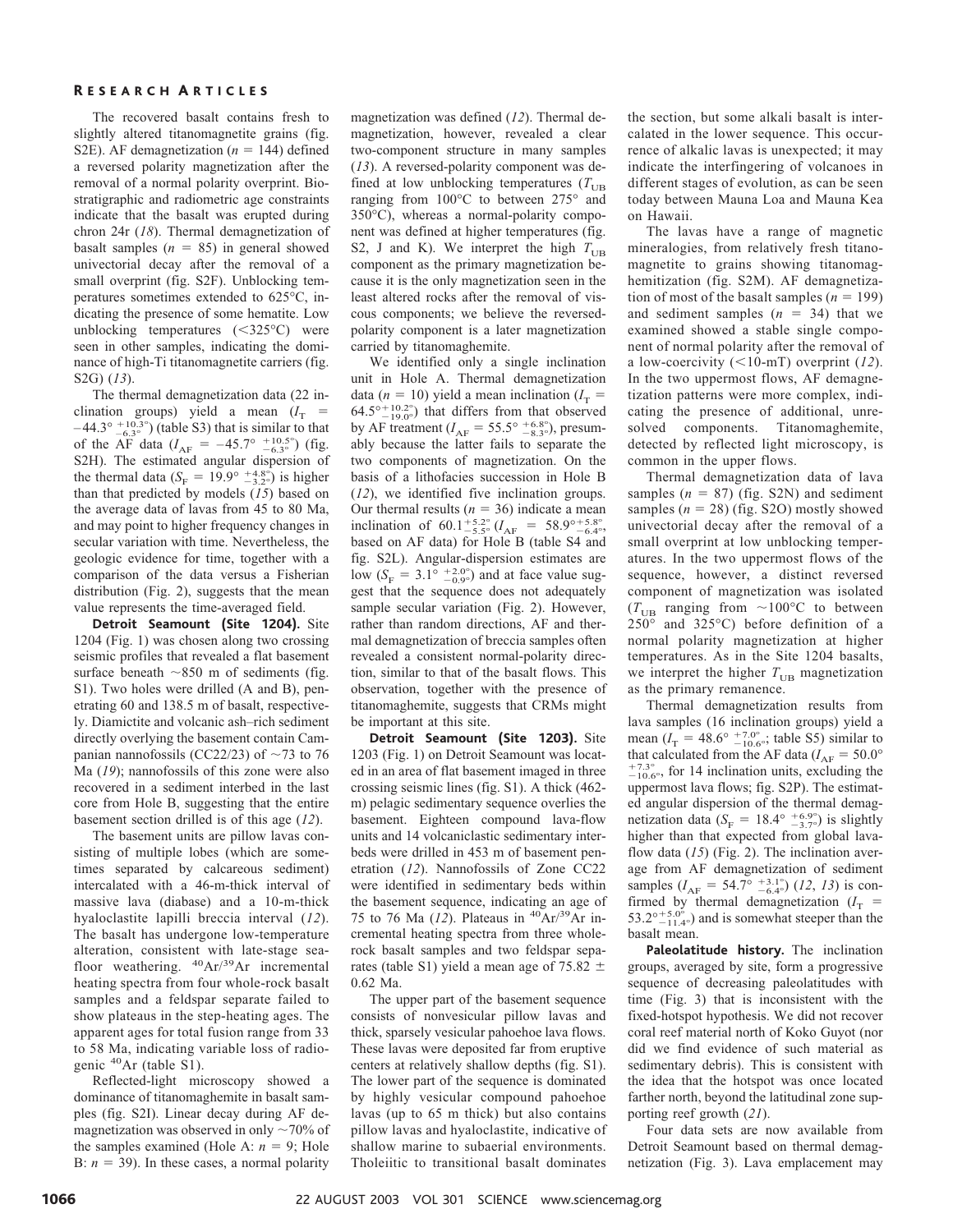The recovered basalt contains fresh to slightly altered titanomagnetite grains (fig. S2E). AF demagnetization ($n$ = 144) defined a reversed polarity magnetization after the removal of a normal polarity overprint. Biostratigraphic and radiometric age constraints indicate that the basalt was erupted during chron 24r (*18*). Thermal demagnetization of basalt samples ($n$ = 85) in general showed univectorial decay after the removal of a small overprint (fig. S2F). Unblocking temperatures sometimes extended to 625°C, indicating the presence of some hematite. Low unblocking temperatures (<325°C) were seen in other samples, indicating the dominance of high-Ti titanomagnetite carriers (fig. S2G) (*13*).

The thermal demagnetization data (22 inclination groups) yield a mean ($I_T$ = $-44.3° {}^{+10.3°}_{-6.3°}$) (table S3) that is similar to that of the AF data ($I_{AF}$ = $-45.7° {}^{+10.5°}_{-6.3°}$) (fig. S2H). The estimated angular dispersion of the thermal data ($S_F$ = $19.9° {}^{+4.8°}_{-3.2°}$) is higher than that predicted by models (*15*) based on the average data of lavas from 45 to 80 Ma, and may point to higher frequency changes in secular variation with time. Nevertheless, the geologic evidence for time, together with a comparison of the data versus a Fisherian distribution (Fig. 2), suggests that the mean value represents the time-averaged field.

**Detroit Seamount (Site 1204).** Site 1204 (Fig. 1) was chosen along two crossing seismic profiles that revealed a flat basement surface beneath ~850 m of sediments (fig. S1). Two holes were drilled (A and B), penetrating 60 and 138.5 m of basalt, respectively. Diamictite and volcanic ash–rich sediment directly overlying the basement contain Campanian nannofossils (CC22/23) of ~73 to 76 Ma (*19*); nannofossils of this zone were also recovered in a sediment interbed in the last core from Hole B, suggesting that the entire basement section drilled is of this age (*12*).

The basement units are pillow lavas consisting of multiple lobes (which are sometimes separated by calcareous sediment) intercalated with a 46-m-thick interval of massive lava (diabase) and a 10-m-thick hyaloclastite lapilli breccia interval (*12*). The basalt has undergone low-temperature alteration, consistent with late-stage seafloor weathering. $^{40}Ar/^{39}Ar$ incremental heating spectra from four whole-rock basalt samples and a feldspar separate failed to show plateaus in the step-heating ages. The apparent ages for total fusion range from 33 to 58 Ma, indicating variable loss of radiogenic $^{40}Ar$ (table S1).

Reflected-light microscopy showed a dominance of titanomaghemite in basalt samples (fig. S2I). Linear decay during AF demagnetization was observed in only ~70% of the samples examined (Hole A: $n$ = 9; Hole B: $n$ = 39). In these cases, a normal polarity magnetization was defined (*12*). Thermal demagnetization, however, revealed a clear two-component structure in many samples (*13*). A reversed-polarity component was defined at low unblocking temperatures ($T_{UB}$ ranging from 100°C to between 275° and 350°C), whereas a normal-polarity component was defined at higher temperatures (fig. S2, J and K). We interpret the high $T_{UB}$ component as the primary magnetization because it is the only magnetization seen in the least altered rocks after the removal of viscous components; we believe the reversed-polarity component is a later magnetization carried by titanomaghemite.

We identified only a single inclination unit in Hole A. Thermal demagnetization data ($n$ = 10) yield a mean inclination ($I_T$ = $64.5° {}^{+10.2°}_{-19.0°}$) that differs from that observed by AF treatment ($I_{AF}$ = $55.5° {}^{+6.8°}_{-8.3°}$), presumably because the latter fails to separate the two components of magnetization. On the basis of a lithofacies succession in Hole B (*12*), we identified five inclination groups. Our thermal results ($n$ = 36) indicate a mean inclination of $60.1 {}^{+5.2°}_{-5.5°}$ ($I_{AF}$ = $58.9° {}^{+5.8°}_{-6.4°}$, based on AF data) for Hole B (table S4 and fig. S2L). Angular-dispersion estimates are low ($S_F$ = $3.1° {}^{+2.0°}_{-0.9°}$) and at face value suggest that the sequence does not adequately sample secular variation (Fig. 2). However, rather than random directions, AF and thermal demagnetization of breccia samples often revealed a consistent normal-polarity direction, similar to that of the basalt flows. This observation, together with the presence of titanomaghemite, suggests that CRMs might be important at this site.

**Detroit Seamount (Site 1203).** Site 1203 (Fig. 1) on Detroit Seamount was located in an area of flat basement imaged in three crossing seismic lines (fig. S1). A thick (462-m) pelagic sedimentary sequence overlies the basement. Eighteen compound lava-flow units and 14 volcaniclastic sedimentary interbeds were drilled in 453 m of basement penetration (*12*). Nannofossils of Zone CC22 were identified in sedimentary beds within the basement sequence, indicating an age of 75 to 76 Ma (*12*). Plateaus in $^{40}Ar/^{39}Ar$ incremental heating spectra from three whole-rock basalt samples and two feldspar separates (table S1) yield a mean age of 75.82 ± 0.62 Ma.

The upper part of the basement sequence consists of nonvesicular pillow lavas and thick, sparsely vesicular pahoehoe lava flows. These lavas were deposited far from eruptive centers at relatively shallow depths (fig. S1). The lower part of the sequence is dominated by highly vesicular compound pahoehoe lavas (up to 65 m thick) but also contains pillow lavas and hyaloclastite, indicative of shallow marine to subaerial environments. Tholeiitic to transitional basalt dominates the section, but some alkali basalt is intercalated in the lower sequence. This occurrence of alkalic lavas is unexpected; it may indicate the interfingering of volcanoes in different stages of evolution, as can be seen today between Mauna Loa and Mauna Kea on Hawaii.

The lavas have a range of magnetic mineralogies, from relatively fresh titanomagnetite to grains showing titanomaghemitization (fig. S2M). AF demagnetization of most of the basalt samples ($n$ = 199) and sediment samples ($n$ = 34) that we examined showed a stable single component of normal polarity after the removal of a low-coercivity (<10-mT) overprint (*12*). In the two uppermost flows, AF demagnetization patterns were more complex, indicating the presence of additional, unresolved components. Titanomaghemite, detected by reflected light microscopy, is common in the upper flows.

Thermal demagnetization data of lava samples ($n$ = 87) (fig. S2N) and sediment samples ($n$ = 28) (fig. S2O) mostly showed univectorial decay after the removal of a small overprint at low unblocking temperatures. In the two uppermost flows of the sequence, however, a distinct reversed component of magnetization was isolated ($T_{UB}$ ranging from ~100°C to between 250° and 325°C) before definition of a normal polarity magnetization at higher temperatures. As in the Site 1204 basalts, we interpret the higher $T_{UB}$ magnetization as the primary remanence.

Thermal demagnetization results from lava samples (16 inclination groups) yield a mean ($I_T$ = $48.6° {}^{+7.0°}_{-10.6°}$; table S5) similar to that calculated from the AF data ($I_{AF}$ = $50.0° {}^{+7.3°}_{-10.6°}$, for 14 inclination units, excluding the uppermost lava flows; fig. S2P). The estimated angular dispersion of the thermal demagnetization data ($S_F$ = $18.4° {}^{+6.9°}_{-3.7°}$) is slightly higher than that expected from global lava-flow data (*15*) (Fig. 2). The inclination average from AF demagnetization of sediment samples ($I_{AF}$ = $54.7° {}^{+3.1°}_{-6.4°}$) (*12*, *13*) is confirmed by thermal demagnetization ($I_T$ = $53.2° {}^{+5.0°}_{-11.4°}$) and is somewhat steeper than the basalt mean.

**Paleolatitude history.** The inclination groups, averaged by site, form a progressive sequence of decreasing paleolatitudes with time (Fig. 3) that is inconsistent with the fixed-hotspot hypothesis. We did not recover coral reef material north of Koko Guyot (nor did we find evidence of such material as sedimentary debris). This is consistent with the idea that the hotspot was once located farther north, beyond the latitudinal zone supporting reef growth (*21*).

Four data sets are now available from Detroit Seamount based on thermal demagnetization (Fig. 3). Lava emplacement may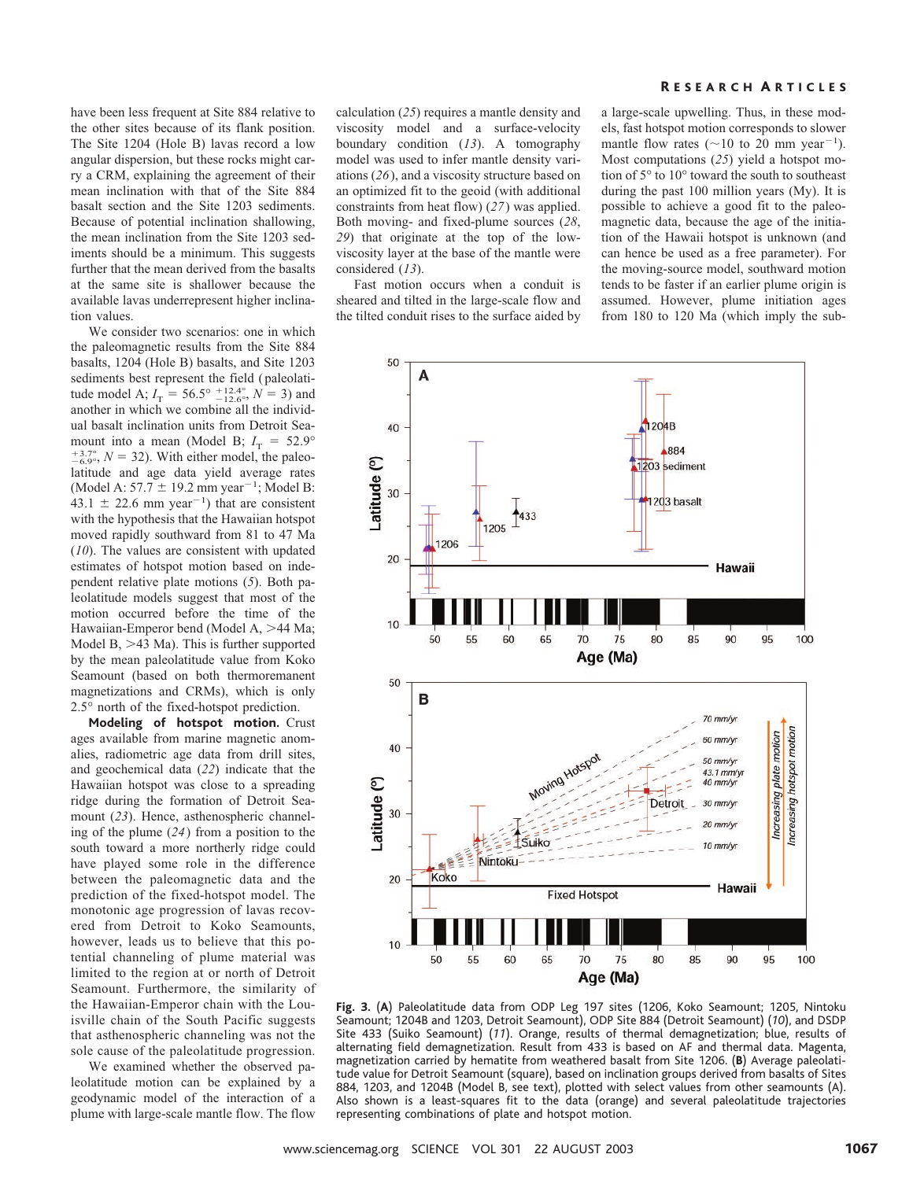have been less frequent at Site 884 relative to the other sites because of its flank position. The Site 1204 (Hole B) lavas record a low angular dispersion, but these rocks might carry a CRM, explaining the agreement of their mean inclination with that of the Site 884 basalt section and the Site 1203 sediments. Because of potential inclination shallowing, the mean inclination from the Site 1203 sediments should be a minimum. This suggests further that the mean derived from the basalts at the same site is shallower because the available lavas underrepresent higher inclination values.

We consider two scenarios: one in which the paleomagnetic results from the Site 884 basalts, 1204 (Hole B) basalts, and Site 1203 sediments best represent the field (paleolatitude model A; $I_T = 56.5°\ ^{+12.4°}_{-12.6°}$, $N = 3$) and another in which we combine all the individual basalt inclination units from Detroit Seamount into a mean (Model B; $I_T = 52.9°\ ^{+3.7°}_{-6.9°}$, $N = 32$). With either model, the paleolatitude and age data yield average rates (Model A: $57.7 \pm 19.2$ mm year$^{-1}$; Model B: $43.1 \pm 22.6$ mm year$^{-1}$) that are consistent with the hypothesis that the Hawaiian hotspot moved rapidly southward from 81 to 47 Ma (*10*). The values are consistent with updated estimates of hotspot motion based on independent relative plate motions (*5*). Both paleolatitude models suggest that most of the motion occurred before the time of the Hawaiian-Emperor bend (Model A, >44 Ma; Model B, >43 Ma). This is further supported by the mean paleolatitude value from Koko Seamount (based on both thermoremanent magnetizations and CRMs), which is only 2.5° north of the fixed-hotspot prediction.

**Modeling of hotspot motion.** Crust ages available from marine magnetic anomalies, radiometric age data from drill sites, and geochemical data (*22*) indicate that the Hawaiian hotspot was close to a spreading ridge during the formation of Detroit Seamount (*23*). Hence, asthenospheric channeling of the plume (*24*) from a position to the south toward a more northerly ridge could have played some role in the difference between the paleomagnetic data and the prediction of the fixed-hotspot model. The monotonic age progression of lavas recovered from Detroit to Koko Seamounts, however, leads us to believe that this potential channeling of plume material was limited to the region at or north of Detroit Seamount. Furthermore, the similarity of the Hawaiian-Emperor chain with the Louisville chain of the South Pacific suggests that asthenospheric channeling was not the sole cause of the paleolatitude progression.

We examined whether the observed paleolatitude motion can be explained by a geodynamic model of the interaction of a plume with large-scale mantle flow. The flow calculation (*25*) requires a mantle density and viscosity model and a surface-velocity boundary condition (*13*). A tomography model was used to infer mantle density variations (*26*), and a viscosity structure based on an optimized fit to the geoid (with additional constraints from heat flow) (*27*) was applied. Both moving- and fixed-plume sources (*28*, *29*) that originate at the top of the low-viscosity layer at the base of the mantle were considered (*13*).

Fast motion occurs when a conduit is sheared and tilted in the large-scale flow and the tilted conduit rises to the surface aided by a large-scale upwelling. Thus, in these models, fast hotspot motion corresponds to slower mantle flow rates (~10 to 20 mm year$^{-1}$). Most computations (*25*) yield a hotspot motion of 5° to 10° toward the south to southeast during the past 100 million years (My). It is possible to achieve a good fit to the paleomagnetic data, because the age of the initiation of the Hawaii hotspot is unknown (and can hence be used as a free parameter). For the moving-source model, southward motion tends to be faster if an earlier plume origin is assumed. However, plume initiation ages from 180 to 120 Ma (which imply the sub-

**Fig. 3.** (**A**) Paleolatitude data from ODP Leg 197 sites (1206, Koko Seamount; 1205, Nintoku Seamount; 1204B and 1203, Detroit Seamount), ODP Site 884 (Detroit Seamount) (*10*), and DSDP Site 433 (Suiko Seamount) (*11*). Orange, results of thermal demagnetization; blue, results of alternating field demagnetization. Result from 433 is based on AF and thermal data. Magenta, magnetization carried by hematite from weathered basalt from Site 1206. (**B**) Average paleolatitude value for Detroit Seamount (square), based on inclination groups derived from basalts of Sites 884, 1203, and 1204B (Model B, see text), plotted with select values from other seamounts (A). Also shown is a least-squares fit to the data (orange) and several paleolatitude trajectories representing combinations of plate and hotspot motion.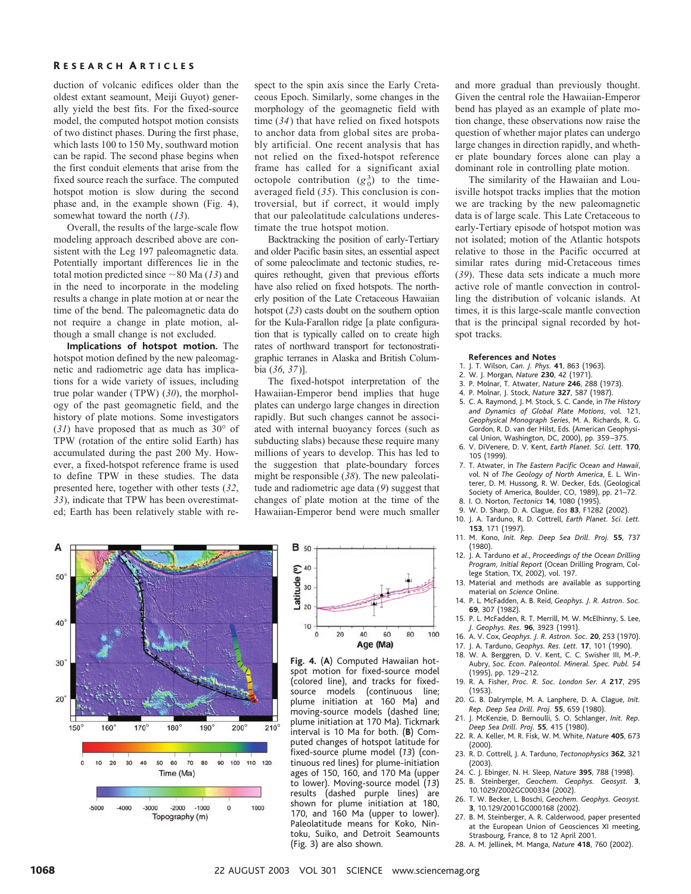duction of volcanic edifices older than the oldest extant seamount, Meiji Guyot) generally yield the best fits. For the fixed-source model, the computed hotspot motion consists of two distinct phases. During the first phase, which lasts 100 to 150 My, southward motion can be rapid. The second phase begins when the first conduit elements that arise from the fixed source reach the surface. The computed hotspot motion is slow during the second phase and, in the example shown (Fig. 4), somewhat toward the north (*13*).

Overall, the results of the large-scale flow modeling approach described above are consistent with the Leg 197 paleomagnetic data. Potentially important differences lie in the total motion predicted since ~80 Ma (*13*) and in the need to incorporate in the modeling results a change in plate motion at or near the time of the bend. The paleomagnetic data do not require a change in plate motion, although a small change is not excluded.

**Implications of hotspot motion.** The hotspot motion defined by the new paleomagnetic and radiometric age data has implications for a wide variety of issues, including true polar wander (TPW) (*30*), the morphology of the past geomagnetic field, and the history of plate motions. Some investigators (*31*) have proposed that as much as 30° of TPW (rotation of the entire solid Earth) has accumulated during the past 200 My. However, a fixed-hotspot reference frame is used to define TPW in these studies. The data presented here, together with other tests (*32*, *33*), indicate that TPW has been overestimated; Earth has been relatively stable with respect to the spin axis since the Early Cretaceous Epoch. Similarly, some changes in the morphology of the geomagnetic field with time (*34*) that have relied on fixed hotspots to anchor data from global sites are probably artificial. One recent analysis that has not relied on the fixed-hotspot reference frame has called for a significant axial octopole contribution ($g_0^3$) to the time-averaged field (*35*). This conclusion is controversial, but if correct, it would imply that our paleolatitude calculations underestimate the true hotspot motion.

Backtracking the position of early-Tertiary and older Pacific basin sites, an essential aspect of some paleoclimate and tectonic studies, requires rethought, given that previous efforts have also relied on fixed hotspots. The northerly position of the Late Cretaceous Hawaiian hotspot (*23*) casts doubt on the southern option for the Kula-Farallon ridge [a plate configuration that is typically called on to create high rates of northward transport for tectonostratigraphic terranes in Alaska and British Columbia (*36*, *37*)].

The fixed-hotspot interpretation of the Hawaiian-Emperor bend implies that huge plates can undergo large changes in direction rapidly. But such changes cannot be associated with internal buoyancy forces (such as subducting slabs) because these require many millions of years to develop. This has led to the suggestion that plate-boundary forces might be responsible (*38*). The new paleolatitude and radiometric age data (*9*) suggest that changes of plate motion at the time of the Hawaiian-Emperor bend were much smaller and more gradual than previously thought. Given the central role the Hawaiian-Emperor bend has played as an example of plate motion change, these observations now raise the question of whether major plates can undergo large changes in direction rapidly, and whether plate boundary forces alone can play a dominant role in controlling plate motion.

The similarity of the Hawaiian and Louisville hotspot tracks implies that the motion we are tracking by the new paleomagnetic data is of large scale. This Late Cretaceous to early-Tertiary episode of hotspot motion was not isolated; motion of the Atlantic hotspots relative to those in the Pacific occurred at similar rates during mid-Cretaceous times (*39*). These data sets indicate a much more active role of mantle convection in controlling the distribution of volcanic islands. At times, it is this large-scale mantle convection that is the principal signal recorded by hotspot tracks.

**Fig. 4.** (**A**) Computed Hawaiian hotspot motion for fixed-source model (colored line), and tracks for fixed-source models (continuous line; plume initiation at 160 Ma) and moving-source models (dashed line; plume initiation at 170 Ma). Tickmark interval is 10 Ma for both. (**B**) Computed changes of hotspot latitude for fixed-source plume model (*13*) (continuous red lines) for plume-initiation ages of 150, 160, and 170 Ma (upper to lower). Moving-source model (*13*) results (dashed purple lines) are shown for plume initiation at 180, 170, and 160 Ma (upper to lower). Paleolatitude means for Koko, Nintoku, Suiko, and Detroit Seamounts (Fig. 3) are also shown.

### References and Notes

1. J. T. Wilson, *Can. J. Phys.* **41**, 863 (1963).
2. W. J. Morgan, *Nature* **230**, 42 (1971).
3. P. Molnar, T. Atwater, *Nature* **246**, 288 (1973).
4. P. Molnar, J. Stock, *Nature* **327**, 587 (1987).
5. C. A. Raymond, J. M. Stock, S. C. Cande, in *The History and Dynamics of Global Plate Motions*, vol. 121, *Geophysical Monograph Series*, M. A. Richards, R. G. Gordon, R. D. van der Hilst, Eds. (American Geophysical Union, Washington, DC, 2000), pp. 359–375.
6. V. DiVenere, D. V. Kent, *Earth Planet. Sci. Lett.* **170**, 105 (1999).
7. T. Atwater, in *The Eastern Pacific Ocean and Hawaii*, vol. N of *The Geology of North America*, E. L. Winterer, D. M. Hussong, R. W. Decker, Eds. (Geological Society of America, Boulder, CO, 1989), pp. 21–72.
8. I. O. Norton, *Tectonics* **14**, 1080 (1995).
9. W. D. Sharp, D. A. Clague, *Eos* **83**, F1282 (2002).
10. J. A. Tarduno, R. D. Cottrell, *Earth Planet. Sci. Lett.* **153**, 171 (1997).
11. M. Kono, *Init. Rep. Deep Sea Drill. Proj.* **55**, 737 (1980).
12. J. A. Tarduno *et al.*, *Proceedings of the Ocean Drilling Program, Initial Report* (Ocean Drilling Program, College Station, TX, 2002), vol. 197.
13. Material and methods are available as supporting material on *Science* Online.
14. P. L. McFadden, A. B. Reid, *Geophys. J. R. Astron. Soc.* **69**, 307 (1982).
15. P. L. McFadden, R. T. Merrill, M. W. McElhinny, S. Lee, *J. Geophys. Res.* **96**, 3923 (1991).
16. A. V. Cox, *Geophys. J. R. Astron. Soc.* **20**, 253 (1970).
17. J. A. Tarduno, *Geophys. Res. Lett.* **17**, 101 (1990).
18. W. A. Berggren, D. V. Kent, C. C. Swisher III, M.-P. Aubry, *Soc. Econ. Paleontol. Mineral. Spec. Publ. 54* (1995), pp. 129–212.
19. R. A. Fisher, *Proc. R. Soc. London Ser. A* **217**, 295 (1953).
20. G. B. Dalrymple, M. A. Lanphere, D. A. Clague, *Init. Rep. Deep Sea Drill. Proj.* **55**, 659 (1980).
21. J. McKenzie, D. Bernoulli, S. O. Schlanger, *Init. Rep. Deep Sea Drill. Proj.* **55**, 415 (1980).
22. R. A. Keller, M. R. Fisk, W. M. White, *Nature* **405**, 673 (2000).
23. R. D. Cottrell, J. A. Tarduno, *Tectonophysics* **362**, 321 (2003).
24. C. J. Ebinger, N. H. Sleep, *Nature* **395**, 788 (1998).
25. B. Steinberger, *Geochem. Geophys. Geosyst.* **3**, 10.1029/2002GC000334 (2002).
26. T. W. Becker, L. Boschi, *Geochem. Geophys. Geosyst.* **3**, 10.1029/2001GC000168 (2002).
27. B. M. Steinberger, A. R. Calderwood, paper presented at the European Union of Geosciences XI meeting, Strasbourg, France, 8 to 12 April 2001.
28. A. M. Jellinek, M. Manga, *Nature* **418**, 760 (2002).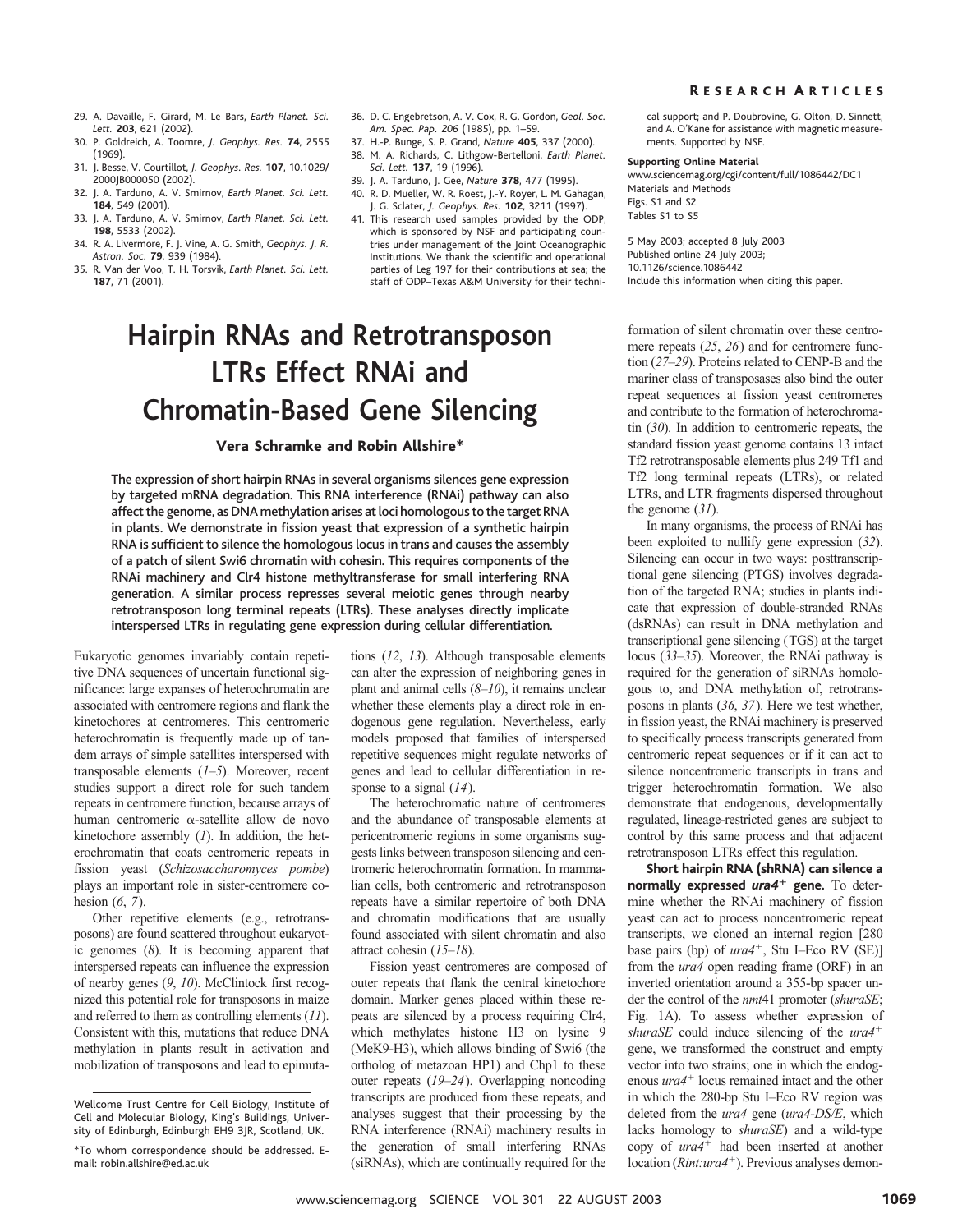29. A. Davaille, F. Girard, M. Le Bars, *Earth Planet. Sci. Lett.* **203**, 621 (2002).
30. P. Goldreich, A. Toomre, *J. Geophys. Res.* **74**, 2555 (1969).
31. J. Besse, V. Courtillot, *J. Geophys. Res.* **107**, 10.1029/2000JB000050 (2002).
32. J. A. Tarduno, A. V. Smirnov, *Earth Planet. Sci. Lett.* **184**, 549 (2001).
33. J. A. Tarduno, A. V. Smirnov, *Earth Planet. Sci. Lett.* **198**, 5533 (2002).
34. R. A. Livermore, F. J. Vine, A. G. Smith, *Geophys. J. R. Astron. Soc.* **79**, 939 (1984).
35. R. Van der Voo, T. H. Torsvik, *Earth Planet. Sci. Lett.* **187**, 71 (2001).
36. D. C. Engebretson, A. V. Cox, R. G. Gordon, *Geol. Soc. Am. Spec. Pap. 206* (1985), pp. 1–59.
37. H.-P. Bunge, S. P. Grand, *Nature* **405**, 337 (2000).
38. M. A. Richards, C. Lithgow-Bertelloni, *Earth Planet. Sci. Lett.* **137**, 19 (1996).
39. J. A. Tarduno, J. Gee, *Nature* **378**, 477 (1995).
40. R. D. Mueller, W. R. Roest, J.-Y. Royer, L. M. Gahagan, J. G. Sclater, *J. Geophys. Res.* **102**, 3211 (1997).
41. This research used samples provided by the ODP, which is sponsored by NSF and participating countries under management of the Joint Oceanographic Institutions. We thank the scientific and operational parties of Leg 197 for their contributions at sea; the staff of ODP–Texas A&M University for their technical support; and P. Doubrovine, G. Olton, D. Sinnett, and A. O'Kane for assistance with magnetic measurements. Supported by NSF.

**Supporting Online Material**
www.sciencemag.org/cgi/content/full/1086442/DC1
Materials and Methods
Figs. S1 and S2
Tables S1 to S5

5 May 2003; accepted 8 July 2003
Published online 24 July 2003;
10.1126/science.1086442
Include this information when citing this paper.

# Hairpin RNAs and Retrotransposon LTRs Effect RNAi and Chromatin-Based Gene Silencing

**Vera Schramke and Robin Allshire***

**The expression of short hairpin RNAs in several organisms silences gene expression by targeted mRNA degradation. This RNA interference (RNAi) pathway can also affect the genome, as DNA methylation arises at loci homologous to the target RNA in plants. We demonstrate in fission yeast that expression of a synthetic hairpin RNA is sufficient to silence the homologous locus in trans and causes the assembly of a patch of silent Swi6 chromatin with cohesin. This requires components of the RNAi machinery and Clr4 histone methyltransferase for small interfering RNA generation. A similar process represses several meiotic genes through nearby retrotransposon long terminal repeats (LTRs). These analyses directly implicate interspersed LTRs in regulating gene expression during cellular differentiation.**

Eukaryotic genomes invariably contain repetitive DNA sequences of uncertain functional significance: large expanses of heterochromatin are associated with centromere regions and flank the kinetochores at centromeres. This centromeric heterochromatin is frequently made up of tandem arrays of simple satellites interspersed with transposable elements (*1*–*5*). Moreover, recent studies support a direct role for such tandem repeats in centromere function, because arrays of human centromeric α-satellite allow de novo kinetochore assembly (*1*). In addition, the heterochromatin that coats centromeric repeats in fission yeast (*Schizosaccharomyces pombe*) plays an important role in sister-centromere cohesion (*6*, *7*).

Other repetitive elements (e.g., retrotransposons) are found scattered throughout eukaryotic genomes (*8*). It is becoming apparent that interspersed repeats can influence the expression of nearby genes (*9*, *10*). McClintock first recognized this potential role for transposons in maize and referred to them as controlling elements (*11*). Consistent with this, mutations that reduce DNA methylation in plants result in activation and mobilization of transposons and lead to epimutations (*12*, *13*). Although transposable elements can alter the expression of neighboring genes in plant and animal cells (*8*–*10*), it remains unclear whether these elements play a direct role in endogenous gene regulation. Nevertheless, early models proposed that families of interspersed repetitive sequences might regulate networks of genes and lead to cellular differentiation in response to a signal (*14*).

The heterochromatic nature of centromeres and the abundance of transposable elements at pericentromeric regions in some organisms suggests links between transposon silencing and centromeric heterochromatin formation. In mammalian cells, both centromeric and retrotransposon repeats have a similar repertoire of both DNA and chromatin modifications that are usually found associated with silent chromatin and also attract cohesin (*15*–*18*).

Fission yeast centromeres are composed of outer repeats that flank the central kinetochore domain. Marker genes placed within these repeats are silenced by a process requiring Clr4, which methylates histone H3 on lysine 9 (MeK9-H3), which allows binding of Swi6 (the ortholog of metazoan HP1) and Chp1 to these outer repeats (*19*–*24*). Overlapping noncoding transcripts are produced from these repeats, and analyses suggest that their processing by the RNA interference (RNAi) machinery results in the generation of small interfering RNAs (siRNAs), which are continually required for the formation of silent chromatin over these centromere repeats (*25*, *26*) and for centromere function (*27*–*29*). Proteins related to CENP-B and the mariner class of transposases also bind the outer repeat sequences at fission yeast centromeres and contribute to the formation of heterochromatin (*30*). In addition to centromeric repeats, the standard fission yeast genome contains 13 intact Tf2 retrotransposable elements plus 249 Tf1 and Tf2 long terminal repeats (LTRs), or related LTRs, and LTR fragments dispersed throughout the genome (*31*).

In many organisms, the process of RNAi has been exploited to nullify gene expression (*32*). Silencing can occur in two ways: posttranscriptional gene silencing (PTGS) involves degradation of the targeted RNA; studies in plants indicate that expression of double-stranded RNAs (dsRNAs) can result in DNA methylation and transcriptional gene silencing (TGS) at the target locus (*33*–*35*). Moreover, the RNAi pathway is required for the generation of siRNAs homologous to, and DNA methylation of, retrotransposons in plants (*36*, *37*). Here we test whether, in fission yeast, the RNAi machinery is preserved to specifically process transcripts generated from centromeric repeat sequences or if it can act to silence noncentromeric transcripts in trans and trigger heterochromatin formation. We also demonstrate that endogenous, developmentally regulated, lineage-restricted genes are subject to control by this same process and that adjacent retrotransposon LTRs effect this regulation.

**Short hairpin RNA (shRNA) can silence a normally expressed *ura4*⁺ gene.** To determine whether the RNAi machinery of fission yeast can act to process noncentromeric repeat transcripts, we cloned an internal region [280 base pairs (bp) of *ura4*⁺, Stu I–Eco RV (SE)] from the *ura4* open reading frame (ORF) in an inverted orientation around a 355-bp spacer under the control of the *nmt*41 promoter (*shuraSE*; Fig. 1A). To assess whether expression of *shuraSE* could induce silencing of the *ura4*⁺ gene, we transformed the construct and empty vector into two strains; one in which the endogenous *ura4*⁺ locus remained intact and the other in which the 280-bp Stu I–Eco RV region was deleted from the *ura4* gene (*ura4-DS/E*, which lacks homology to *shuraSE*) and a wild-type copy of *ura4*⁺ had been inserted at another location (*Rint:ura4*⁺). Previous analyses demon-

Wellcome Trust Centre for Cell Biology, Institute of Cell and Molecular Biology, King's Buildings, University of Edinburgh, Edinburgh EH9 3JR, Scotland, UK.

*To whom correspondence should be addressed. E-mail: robin.allshire@ed.ac.uk